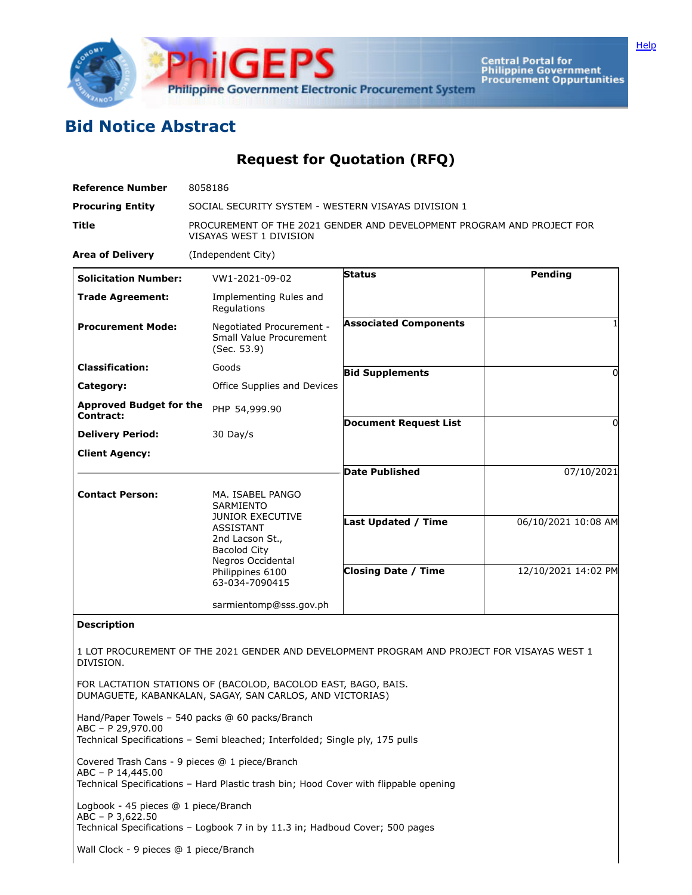# Bid Notice Abstract

## Request for Quotation (RFQ)

| | |
|---|---|
| **Reference Number** | 8058186 |
| **Procuring Entity** | SOCIAL SECURITY SYSTEM - WESTERN VISAYAS DIVISION 1 |
| **Title** | PROCUREMENT OF THE 2021 GENDER AND DEVELOPMENT PROGRAM AND PROJECT FOR VISAYAS WEST 1 DIVISION |
| **Area of Delivery** | (Independent City) |

| | | | |
|---|---|---|---|
| **Solicitation Number:** | VW1-2021-09-02 | **Status** | Pending |
| **Trade Agreement:** | Implementing Rules and Regulations | | |
| **Procurement Mode:** | Negotiated Procurement - Small Value Procurement (Sec. 53.9) | **Associated Components** | 1 |
| **Classification:** | Goods | | |
| **Category:** | Office Supplies and Devices | **Bid Supplements** | 0 |
| **Approved Budget for the Contract:** | PHP 54,999.90 | | |
| **Delivery Period:** | 30 Day/s | **Document Request List** | 0 |
| **Client Agency:** | | | |
| | | **Date Published** | 07/10/2021 |
| **Contact Person:** | MA. ISABEL PANGO SARMIENTO<br>JUNIOR EXECUTIVE ASSISTANT<br>2nd Lacson St.,<br>Bacolod City<br>Negros Occidental<br>Philippines 6100<br>63-034-7090415<br><br>sarmientomp@sss.gov.ph | **Last Updated / Time** | 06/10/2021 10:08 AM |
| | | **Closing Date / Time** | 12/10/2021 14:02 PM |

**Description**

1 LOT PROCUREMENT OF THE 2021 GENDER AND DEVELOPMENT PROGRAM AND PROJECT FOR VISAYAS WEST 1 DIVISION.

FOR LACTATION STATIONS OF (BACOLOD, BACOLOD EAST, BAGO, BAIS.
DUMAGUETE, KABANKALAN, SAGAY, SAN CARLOS, AND VICTORIAS)

Hand/Paper Towels – 540 packs @ 60 packs/Branch
ABC – P 29,970.00
Technical Specifications – Semi bleached; Interfolded; Single ply, 175 pulls

Covered Trash Cans - 9 pieces @ 1 piece/Branch
ABC – P 14,445.00
Technical Specifications – Hard Plastic trash bin; Hood Cover with flippable opening

Logbook - 45 pieces @ 1 piece/Branch
ABC – P 3,622.50
Technical Specifications – Logbook 7 in by 11.3 in; Hadboud Cover; 500 pages

Wall Clock - 9 pieces @ 1 piece/Branch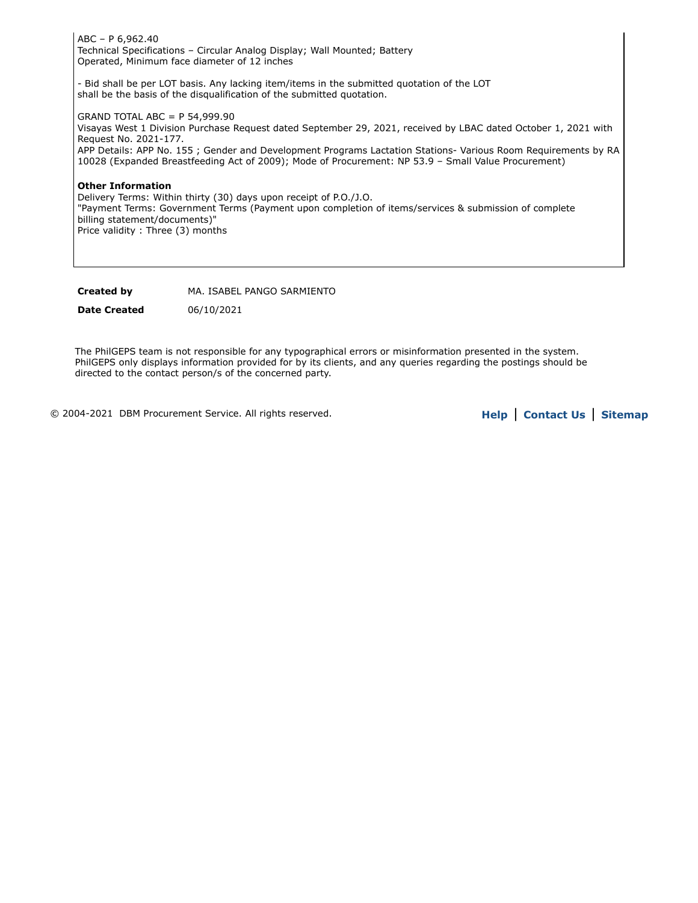ABC – P 6,962.40
Technical Specifications – Circular Analog Display; Wall Mounted; Battery Operated, Minimum face diameter of 12 inches

- Bid shall be per LOT basis. Any lacking item/items in the submitted quotation of the LOT shall be the basis of the disqualification of the submitted quotation.

GRAND TOTAL ABC = P 54,999.90
Visayas West 1 Division Purchase Request dated September 29, 2021, received by LBAC dated October 1, 2021 with Request No. 2021-177.
APP Details: APP No. 155 ; Gender and Development Programs Lactation Stations- Various Room Requirements by RA 10028 (Expanded Breastfeeding Act of 2009); Mode of Procurement: NP 53.9 – Small Value Procurement)

**Other Information**
Delivery Terms: Within thirty (30) days upon receipt of P.O./J.O.
"Payment Terms: Government Terms (Payment upon completion of items/services & submission of complete billing statement/documents)"
Price validity : Three (3) months

| | |
|---|---|
| **Created by** | MA. ISABEL PANGO SARMIENTO |
| **Date Created** | 06/10/2021 |

The PhilGEPS team is not responsible for any typographical errors or misinformation presented in the system. PhilGEPS only displays information provided for by its clients, and any queries regarding the postings should be directed to the contact person/s of the concerned party.

© 2004-2021 DBM Procurement Service. All rights reserved.

**Help** | **Contact Us** | **Sitemap**